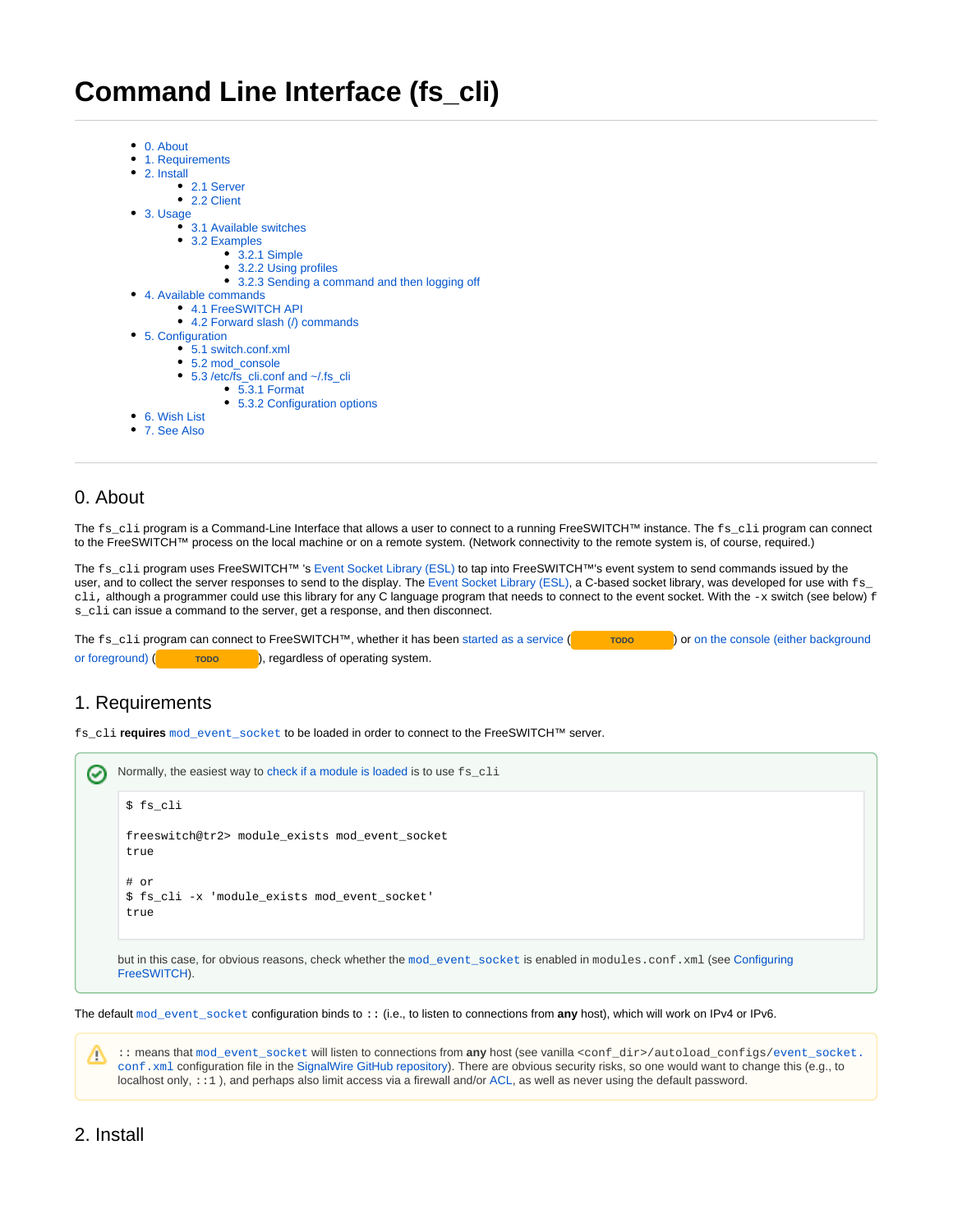# Command Line Interface (fs_cli)

- 0. About
- 1. Requirements
- 2. Install
  - 2.1 Server
  - 2.2 Client
- 3. Usage
  - 3.1 Available switches
  - 3.2 Examples
    - 3.2.1 Simple
    - 3.2.2 Using profiles
    - 3.2.3 Sending a command and then logging off
- 4. Available commands
  - 4.1 FreeSWITCH API
  - 4.2 Forward slash (/) commands
- 5. Configuration
  - 5.1 switch.conf.xml
  - 5.2 mod_console
  - 5.3 /etc/fs_cli.conf and ~/.fs_cli
    - 5.3.1 Format
    - 5.3.2 Configuration options
- 6. Wish List
- 7. See Also

## 0. About

The `fs_cli` program is a Command-Line Interface that allows a user to connect to a running FreeSWITCH™ instance. The `fs_cli` program can connect to the FreeSWITCH™ process on the local machine or on a remote system. (Network connectivity to the remote system is, of course, required.)

The `fs_cli` program uses FreeSWITCH™ 's Event Socket Library (ESL) to tap into FreeSWITCH™'s event system to send commands issued by the user, and to collect the server responses to send to the display. The Event Socket Library (ESL), a C-based socket library, was developed for use with `fs_cli`, although a programmer could use this library for any C language program that needs to connect to the event socket. With the `-x` switch (see below) `fs_cli` can issue a command to the server, get a response, and then disconnect.

The `fs_cli` program can connect to FreeSWITCH™, whether it has been started as a service (TODO) or on the console (either background or foreground) (TODO), regardless of operating system.

## 1. Requirements

`fs_cli` **requires** `mod_event_socket` to be loaded in order to connect to the FreeSWITCH™ server.

> Normally, the easiest way to check if a module is loaded is to use `fs_cli`
>
> ```
> $ fs_cli
>
> freeswitch@tr2> module_exists mod_event_socket
> true
>
> # or
> $ fs_cli -x 'module_exists mod_event_socket'
> true
> ```
>
> but in this case, for obvious reasons, check whether the `mod_event_socket` is enabled in `modules.conf.xml` (see Configuring FreeSWITCH).

The default `mod_event_socket` configuration binds to `::` (i.e., to listen to connections from **any** host), which will work on IPv4 or IPv6.

> `::` means that `mod_event_socket` will listen to connections from **any** host (see vanilla `<conf_dir>/autoload_configs/event_socket.conf.xml` configuration file in the SignalWire GitHub repository). There are obvious security risks, so one would want to change this (e.g., to localhost only, `::1` ), and perhaps also limit access via a firewall and/or ACL, as well as never using the default password.

## 2. Install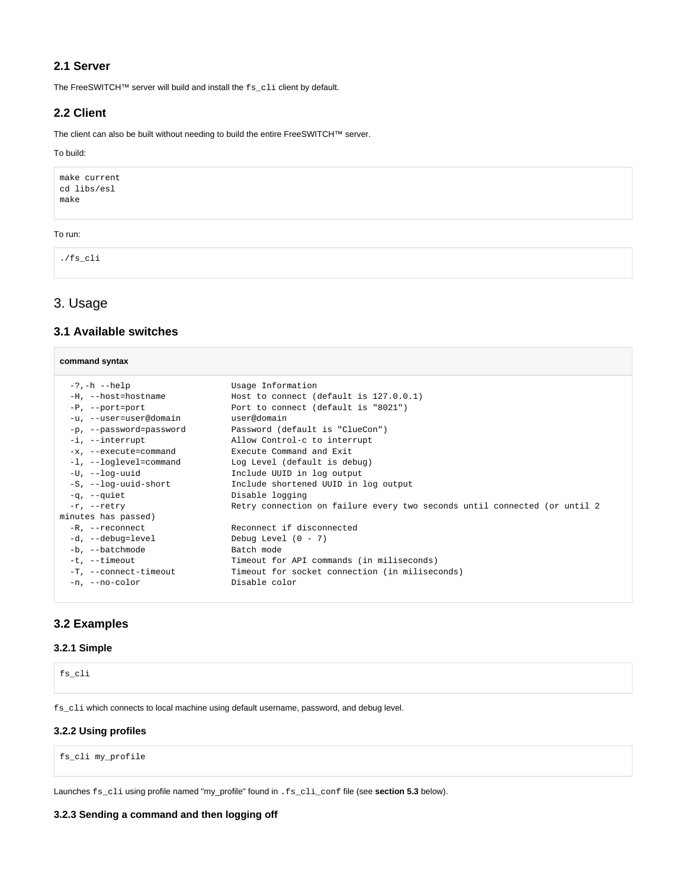### 2.1 Server

The FreeSWITCH™ server will build and install the `fs_cli` client by default.

### 2.2 Client

The client can also be built without needing to build the entire FreeSWITCH™ server.

To build:

```
make current
cd libs/esl
make
```

To run:

```
./fs_cli
```

## 3. Usage

### 3.1 Available switches

**command syntax**

```
  -?,-h --help                    Usage Information
  -H, --host=hostname             Host to connect (default is 127.0.0.1)
  -P, --port=port                 Port to connect (default is "8021")
  -u, --user=user@domain          user@domain
  -p, --password=password         Password (default is "ClueCon")
  -i, --interrupt                 Allow Control-c to interrupt
  -x, --execute=command           Execute Command and Exit
  -l, --loglevel=command          Log Level (default is debug)
  -U, --log-uuid                  Include UUID in log output
  -S, --log-uuid-short            Include shortened UUID in log output
  -q, --quiet                     Disable logging
  -r, --retry                     Retry connection on failure every two seconds until connected (or until 2
minutes has passed)
  -R, --reconnect                 Reconnect if disconnected
  -d, --debug=level               Debug Level (0 - 7)
  -b, --batchmode                 Batch mode
  -t, --timeout                   Timeout for API commands (in miliseconds)
  -T, --connect-timeout           Timeout for socket connection (in miliseconds)
  -n, --no-color                  Disable color
```

### 3.2 Examples

#### 3.2.1 Simple

```
fs_cli
```

`fs_cli` which connects to local machine using default username, password, and debug level.

#### 3.2.2 Using profiles

```
fs_cli my_profile
```

Launches `fs_cli` using profile named "my_profile" found in `.fs_cli_conf` file (see **section 5.3** below).

#### 3.2.3 Sending a command and then logging off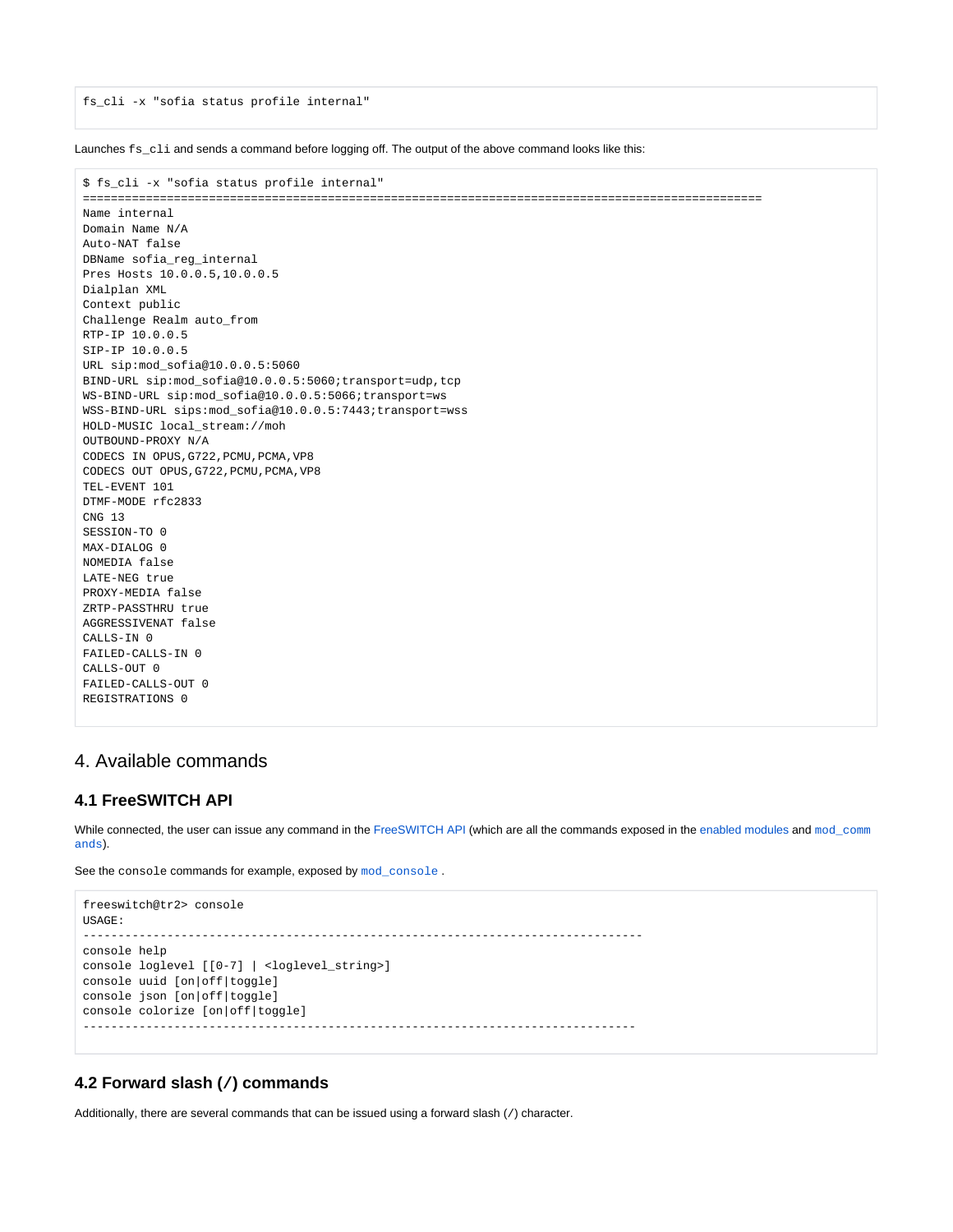```
fs_cli -x "sofia status profile internal"
```

Launches `fs_cli` and sends a command before logging off. The output of the above command looks like this:

```
$ fs_cli -x "sofia status profile internal"
=================================================================================================
Name internal
Domain Name N/A
Auto-NAT false
DBName sofia_reg_internal
Pres Hosts 10.0.0.5,10.0.0.5
Dialplan XML
Context public
Challenge Realm auto_from
RTP-IP 10.0.0.5
SIP-IP 10.0.0.5
URL sip:mod_sofia@10.0.0.5:5060
BIND-URL sip:mod_sofia@10.0.0.5:5060;transport=udp,tcp
WS-BIND-URL sip:mod_sofia@10.0.0.5:5066;transport=ws
WSS-BIND-URL sips:mod_sofia@10.0.0.5:7443;transport=wss
HOLD-MUSIC local_stream://moh
OUTBOUND-PROXY N/A
CODECS IN OPUS,G722,PCMU,PCMA,VP8
CODECS OUT OPUS,G722,PCMU,PCMA,VP8
TEL-EVENT 101
DTMF-MODE rfc2833
CNG 13
SESSION-TO 0
MAX-DIALOG 0
NOMEDIA false
LATE-NEG true
PROXY-MEDIA false
ZRTP-PASSTHRU true
AGGRESSIVENAT false
CALLS-IN 0
FAILED-CALLS-IN 0
CALLS-OUT 0
FAILED-CALLS-OUT 0
REGISTRATIONS 0
```

## 4. Available commands

### 4.1 FreeSWITCH API

While connected, the user can issue any command in the FreeSWITCH API (which are all the commands exposed in the enabled modules and `mod_commands`).

See the `console` commands for example, exposed by `mod_console` .

```
freeswitch@tr2> console
USAGE:
--------------------------------------------------------------------------------
console help
console loglevel [[0-7] | <loglevel_string>]
console uuid [on|off|toggle]
console json [on|off|toggle]
console colorize [on|off|toggle]
--------------------------------------------------------------------------------
```

### 4.2 Forward slash (`/`) commands

Additionally, there are several commands that can be issued using a forward slash (`/`) character.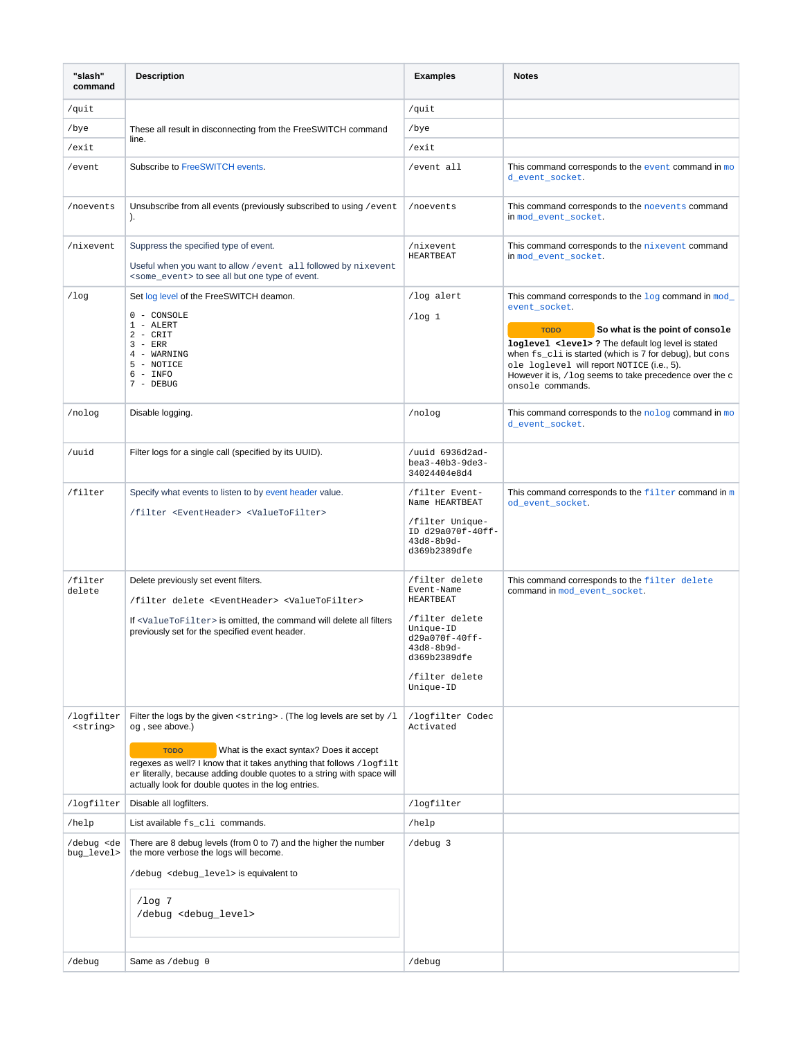| "slash" command | Description | Examples | Notes |
|---|---|---|---|
| `/quit` | These all result in disconnecting from the FreeSWITCH command line. | `/quit` | |
| `/bye` | | `/bye` | |
| `/exit` | | `/exit` | |
| `/event` | Subscribe to FreeSWITCH events. | `/event all` | This command corresponds to the `event` command in `mod_event_socket`. |
| `/noevents` | Unsubscribe from all events (previously subscribed to using `/event`). | `/noevents` | This command corresponds to the `noevents` command in `mod_event_socket`. |
| `/nixevent` | Suppress the specified type of event.<br><br>Useful when you want to allow `/event all` followed by `nixevent <some_event>` to see all but one type of event. | `/nixevent HEARTBEAT` | This command corresponds to the `nixevent` command in `mod_event_socket`. |
| `/log` | Set log level of the FreeSWITCH deamon.<br><br>`0 - CONSOLE`<br>`1 - ALERT`<br>`2 - CRIT`<br>`3 - ERR`<br>`4 - WARNING`<br>`5 - NOTICE`<br>`6 - INFO`<br>`7 - DEBUG` | `/log alert`<br><br>`/log 1` | This command corresponds to the `log` command in `mod_event_socket`.<br><br>TODO **So what is the point of `console loglevel <level>`?** The default log level is stated when `fs_cli` is started (which is 7 for debug), but `console loglevel` will report NOTICE (i.e., 5). However it is, `/log` seems to take precedence over the `console` commands. |
| `/nolog` | Disable logging. | `/nolog` | This command corresponds to the `nolog` command in `mod_event_socket`. |
| `/uuid` | Filter logs for a single call (specified by its UUID). | `/uuid 6936d2ad-bea3-40b3-9de3-34024404e8d4` | |
| `/filter` | Specify what events to listen to by event header value.<br><br>`/filter <EventHeader> <ValueToFilter>` | `/filter Event-Name HEARTBEAT`<br><br>`/filter Unique-ID d29a070f-40ff-43d8-8b9d-d369b2389dfe` | This command corresponds to the `filter` command in `mod_event_socket`. |
| `/filter delete` | Delete previously set event filters.<br><br>`/filter delete <EventHeader> <ValueToFilter>`<br><br>If `<ValueToFilter>` is omitted, the command will delete all filters previously set for the specified event header. | `/filter delete Event-Name HEARTBEAT`<br><br>`/filter delete Unique-ID d29a070f-40ff-43d8-8b9d-d369b2389dfe`<br><br>`/filter delete Unique-ID` | This command corresponds to the `filter delete` command in `mod_event_socket`. |
| `/logfilter <string>` | Filter the logs by the given `<string>`. (The log levels are set by `/log`, see above.)<br><br>TODO What is the exact syntax? Does it accept regexes as well? I know that it takes anything that follows `/logfilter` literally, because adding double quotes to a string with space will actually look for double quotes in the log entries. | `/logfilter Codec Activated` | |
| `/logfilter` | Disable all logfilters. | `/logfilter` | |
| `/help` | List available `fs_cli` commands. | `/help` | |
| `/debug <debug_level>` | There are 8 debug levels (from 0 to 7) and the higher the number the more verbose the logs will become.<br><br>`/debug <debug_level>` is equivalent to<br><br>`/log 7`<br>`/debug <debug_level>` | `/debug 3` | |
| `/debug` | Same as `/debug 0` | `/debug` | |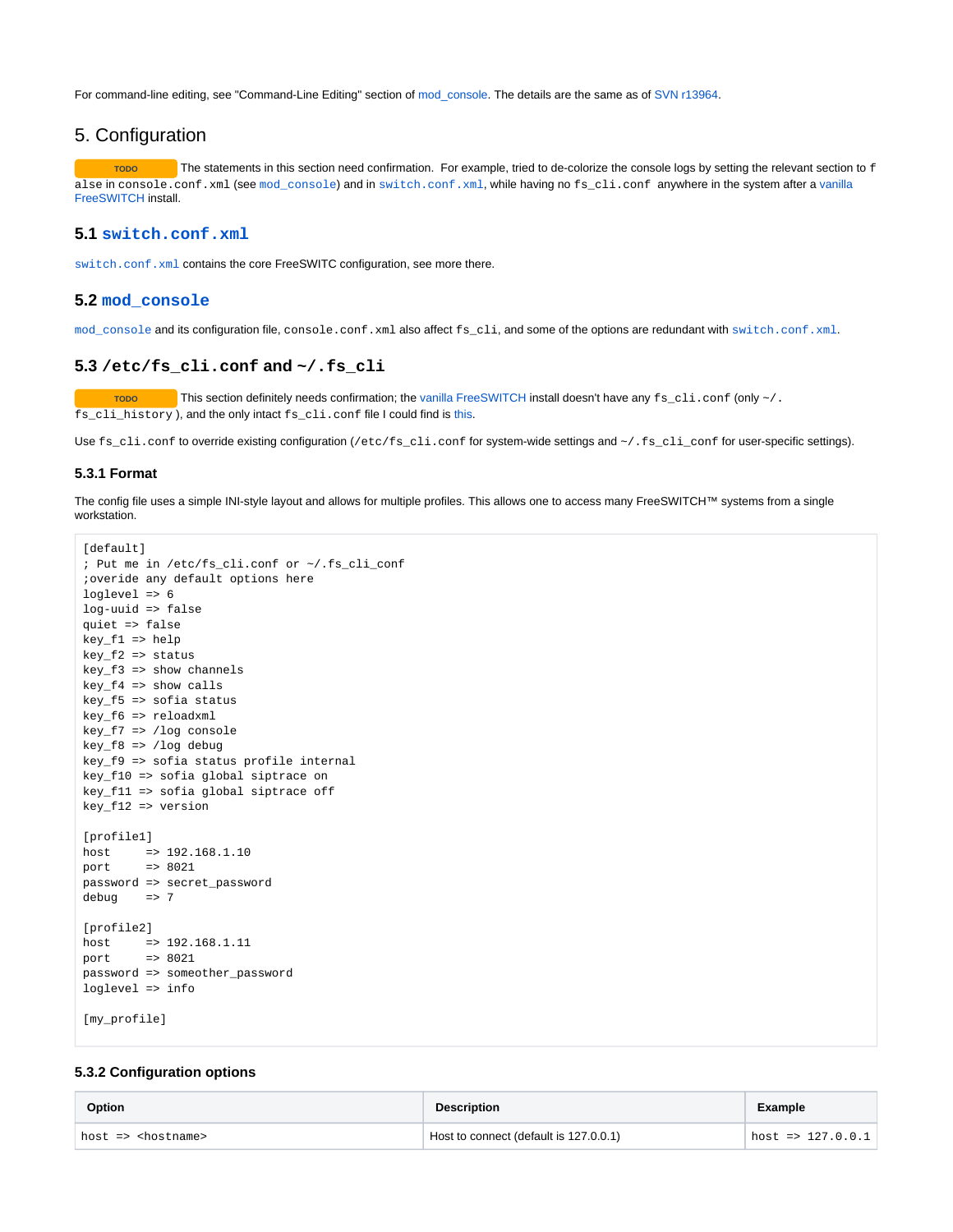For command-line editing, see "Command-Line Editing" section of mod_console. The details are the same as of SVN r13964.

## 5. Configuration

TODO The statements in this section need confirmation. For example, tried to de-colorize the console logs by setting the relevant section to false in `console.conf.xml` (see `mod_console`) and in `switch.conf.xml`, while having no `fs_cli.conf` anywhere in the system after a vanilla FreeSWITCH install.

### 5.1 `switch.conf.xml`

`switch.conf.xml` contains the core FreeSWITC configuration, see more there.

### 5.2 `mod_console`

`mod_console` and its configuration file, `console.conf.xml` also affect `fs_cli`, and some of the options are redundant with `switch.conf.xml`.

### 5.3 `/etc/fs_cli.conf` and `~/.fs_cli`

TODO This section definitely needs confirmation; the vanilla FreeSWITCH install doesn't have any `fs_cli.conf` (only `~/.fs_cli_history` ), and the only intact `fs_cli.conf` file I could find is this.

Use `fs_cli.conf` to override existing configuration (`/etc/fs_cli.conf` for system-wide settings and `~/.fs_cli_conf` for user-specific settings).

#### 5.3.1 Format

The config file uses a simple INI-style layout and allows for multiple profiles. This allows one to access many FreeSWITCH™ systems from a single workstation.

```
[default]
; Put me in /etc/fs_cli.conf or ~/.fs_cli_conf
;overide any default options here
loglevel => 6
log-uuid => false
quiet => false
key_f1 => help
key_f2 => status
key_f3 => show channels
key_f4 => show calls
key_f5 => sofia status
key_f6 => reloadxml
key_f7 => /log console
key_f8 => /log debug
key_f9 => sofia status profile internal
key_f10 => sofia global siptrace on
key_f11 => sofia global siptrace off
key_f12 => version

[profile1]
host     => 192.168.1.10
port     => 8021
password => secret_password
debug    => 7

[profile2]
host     => 192.168.1.11
port     => 8021
password => someother_password
loglevel => info

[my_profile]
```

#### 5.3.2 Configuration options

| Option | Description | Example |
|---|---|---|
| `host => <hostname>` | Host to connect (default is 127.0.0.1) | `host => 127.0.0.1` |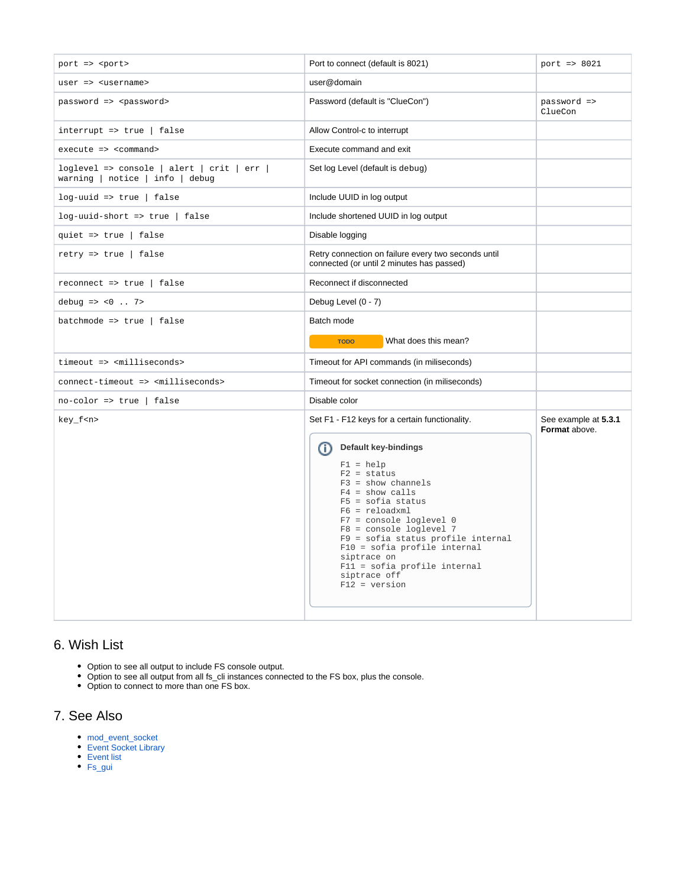| | | |
|---|---|---|
| `port => <port>` | Port to connect (default is 8021) | `port => 8021` |
| `user => <username>` | user@domain | |
| `password => <password>` | Password (default is "ClueCon") | `password => ClueCon` |
| `interrupt => true \| false` | Allow Control-c to interrupt | |
| `execute => <command>` | Execute command and exit | |
| `loglevel => console \| alert \| crit \| err \| warning \| notice \| info \| debug` | Set log Level (default is debug) | |
| `log-uuid => true \| false` | Include UUID in log output | |
| `log-uuid-short => true \| false` | Include shortened UUID in log output | |
| `quiet => true \| false` | Disable logging | |
| `retry => true \| false` | Retry connection on failure every two seconds until connected (or until 2 minutes has passed) | |
| `reconnect => true \| false` | Reconnect if disconnected | |
| `debug => <0 .. 7>` | Debug Level (0 - 7) | |
| `batchmode => true \| false` | Batch mode<br><br>TODO What does this mean? | |
| `timeout => <milliseconds>` | Timeout for API commands (in miliseconds) | |
| `connect-timeout => <milliseconds>` | Timeout for socket connection (in miliseconds) | |
| `no-color => true \| false` | Disable color | |
| `key_f<n>` | Set F1 - F12 keys for a certain functionality.<br><br>**Default key-bindings**<br><br>`F1 = help`<br>`F2 = status`<br>`F3 = show channels`<br>`F4 = show calls`<br>`F5 = sofia status`<br>`F6 = reloadxml`<br>`F7 = console loglevel 0`<br>`F8 = console loglevel 7`<br>`F9 = sofia status profile internal`<br>`F10 = sofia profile internal siptrace on`<br>`F11 = sofia profile internal siptrace off`<br>`F12 = version` | See example at **5.3.1 Format** above. |

## 6. Wish List

- Option to see all output to include FS console output.
- Option to see all output from all fs_cli instances connected to the FS box, plus the console.
- Option to connect to more than one FS box.

## 7. See Also

- mod_event_socket
- Event Socket Library
- Event list
- Fs_gui